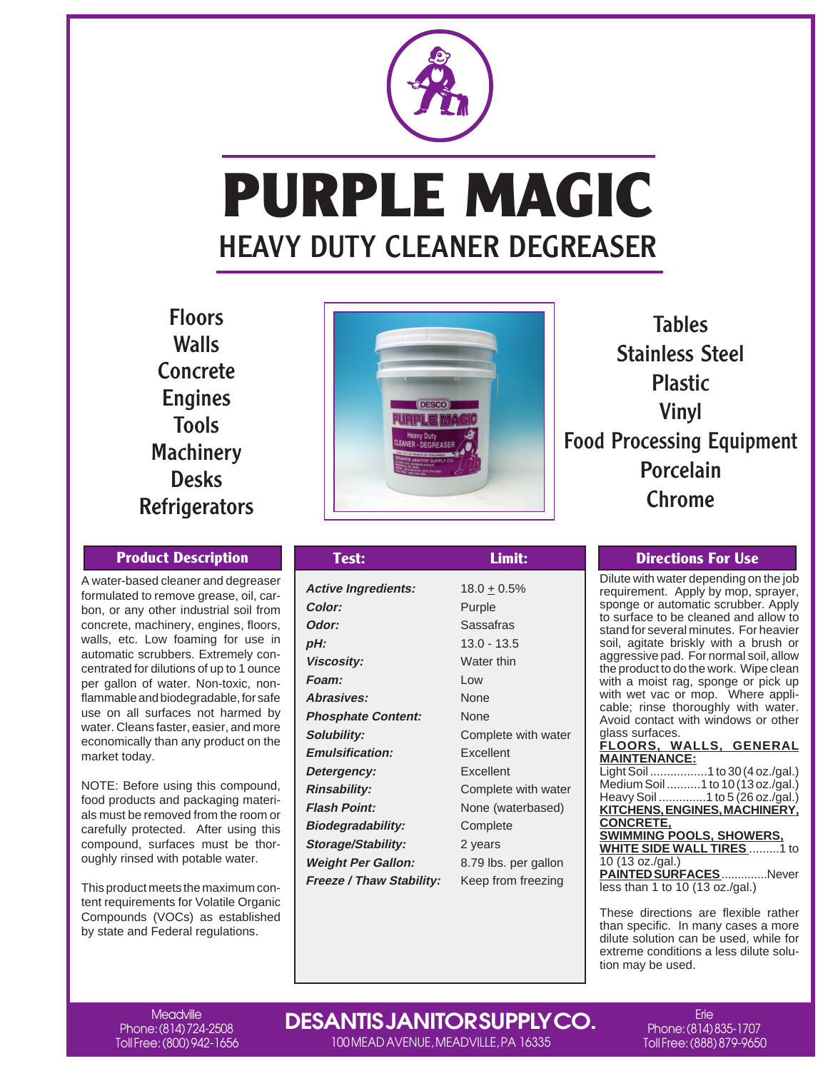# PURPLE MAGIC

## HEAVY DUTY CLEANER DEGREASER

- Floors
- Walls
- Concrete
- Engines
- Tools
- Machinery
- Desks
- Refrigerators
- Tables
- Stainless Steel
- Plastic
- Vinyl
- Food Processing Equipment
- Porcelain
- Chrome

### Product Description

A water-based cleaner and degreaser formulated to remove grease, oil, carbon, or any other industrial soil from concrete, machinery, engines, floors, walls, etc. Low foaming for use in automatic scrubbers. Extremely concentrated for dilutions of up to 1 ounce per gallon of water. Non-toxic, non-flammable and biodegradable, for safe use on all surfaces not harmed by water. Cleans faster, easier, and more economically than any product on the market today.

NOTE: Before using this compound, food products and packaging materials must be removed from the room or carefully protected. After using this compound, surfaces must be thoroughly rinsed with potable water.

This product meets the maximum content requirements for Volatile Organic Compounds (VOCs) as established by state and Federal regulations.

| Test: | Limit: |
|---|---|
| ***Active Ingredients:*** | 18.0 ± 0.5% |
| ***Color:*** | Purple |
| ***Odor:*** | Sassafras |
| ***pH:*** | 13.0 - 13.5 |
| ***Viscosity:*** | Water thin |
| ***Foam:*** | Low |
| ***Abrasives:*** | None |
| ***Phosphate Content:*** | None |
| ***Solubility:*** | Complete with water |
| ***Emulsification:*** | Excellent |
| ***Detergency:*** | Excellent |
| ***Rinsability:*** | Complete with water |
| ***Flash Point:*** | None (waterbased) |
| ***Biodegradability:*** | Complete |
| ***Storage/Stability:*** | 2 years |
| ***Weight Per Gallon:*** | 8.79 lbs. per gallon |
| ***Freeze / Thaw Stability:*** | Keep from freezing |

### Directions For Use

Dilute with water depending on the job requirement. Apply by mop, sprayer, sponge or automatic scrubber. Apply to surface to be cleaned and allow to stand for several minutes. For heavier soil, agitate briskly with a brush or aggressive pad. For normal soil, allow the product to do the work. Wipe clean with a moist rag, sponge or pick up with wet vac or mop. Where applicable; rinse thoroughly with water. Avoid contact with windows or other glass surfaces.

**FLOORS, WALLS, GENERAL MAINTENANCE:**

Light Soil .................1 to 30 (4 oz./gal.)
Medium Soil ..........1 to 10 (13 oz./gal.)
Heavy Soil ..............1 to 5 (26 oz./gal.)

**KITCHENS, ENGINES, MACHINERY, CONCRETE, SWIMMING POOLS, SHOWERS, WHITE SIDE WALL TIRES** .........1 to 10 (13 oz./gal.)

**PAINTED SURFACES** ..............Never less than 1 to 10 (13 oz./gal.)

These directions are flexible rather than specific. In many cases a more dilute solution can be used, while for extreme conditions a less dilute solution may be used.

Meadville
Phone: (814) 724-2508
Toll Free: (800) 942-1656

**DESANTIS JANITOR SUPPLY CO.**
100 MEAD AVENUE, MEADVILLE, PA 16335

Erie
Phone: (814) 835-1707
Toll Free: (888) 879-9650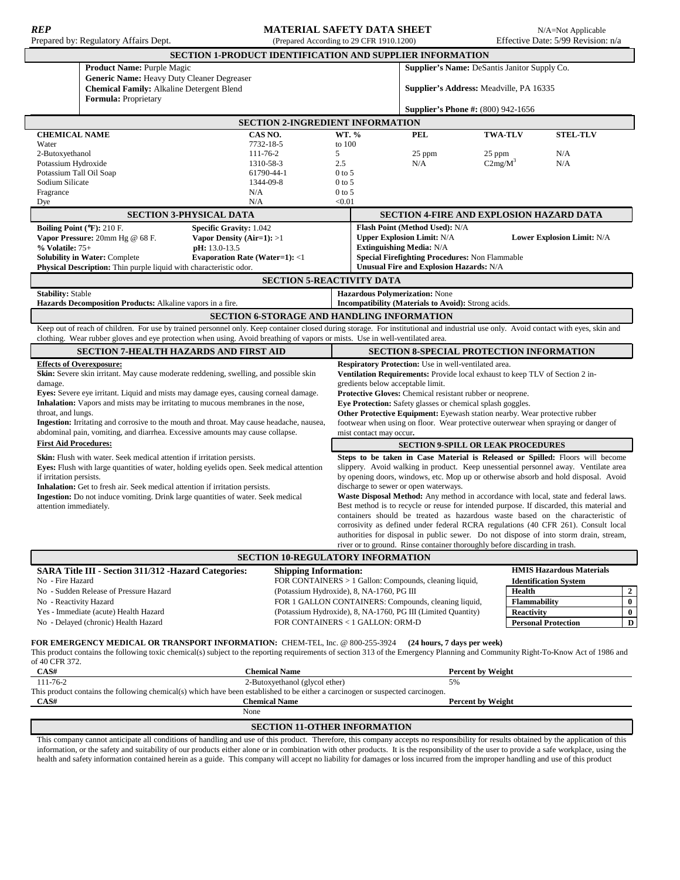**REP** | Prepared by: Regulatory Affairs Dept.

# MATERIAL SAFETY DATA SHEET

(Prepared According to 29 CFR 1910.1200)

N/A=Not Applicable
Effective Date: 5/99 Revision: n/a

## SECTION 1-PRODUCT IDENTIFICATION AND SUPPLIER INFORMATION

**Product Name:** Purple Magic
**Generic Name:** Heavy Duty Cleaner Degreaser
**Chemical Family:** Alkaline Detergent Blend
**Formula:** Proprietary

**Supplier's Name:** DeSantis Janitor Supply Co.
**Supplier's Address:** Meadville, PA 16335
**Supplier's Phone #:** (800) 942-1656

## SECTION 2-INGREDIENT INFORMATION

| CHEMICAL NAME | CAS NO. | WT. % | PEL | TWA-TLV | STEL-TLV |
|---|---|---|---|---|---|
| Water | 7732-18-5 | to 100 | | | |
| 2-Butoxyethanol | 111-76-2 | 5 | 25 ppm | 25 ppm | N/A |
| Potassium Hydroxide | 1310-58-3 | 2.5 | N/A | C2mg/M$^3$ | N/A |
| Potassium Tall Oil Soap | 61790-44-1 | 0 to 5 | | | |
| Sodium Silicate | 1344-09-8 | 0 to 5 | | | |
| Fragrance | N/A | 0 to 5 | | | |
| Dye | N/A | <0.01 | | | |

## SECTION 3-PHYSICAL DATA

**Boiling Point (°F):** 210 F.
**Specific Gravity:** 1.042
**Vapor Pressure:** 20mm Hg @ 68 F.
**Vapor Density (Air=1):** >1
**% Volatile:** 75+
**pH:** 13.0-13.5
**Solubility in Water:** Complete
**Evaporation Rate (Water=1):** <1
**Physical Description:** Thin purple liquid with characteristic odor.

## SECTION 4-FIRE AND EXPLOSION HAZARD DATA

**Flash Point (Method Used):** N/A
**Upper Explosion Limit:** N/A
**Lower Explosion Limit:** N/A
**Extinguishing Media:** N/A
**Special Firefighting Procedures:** Non Flammable
**Unusual Fire and Explosion Hazards:** N/A

## SECTION 5-REACTIVITY DATA

**Stability:** Stable
**Hazards Decomposition Products:** Alkaline vapors in a fire.
**Hazardous Polymerization:** None
**Incompatibility (Materials to Avoid):** Strong acids.

## SECTION 6-STORAGE AND HANDLING INFORMATION

Keep out of reach of children. For use by trained personnel only. Keep container closed during storage. For institutional and industrial use only. Avoid contact with eyes, skin and clothing. Wear rubber gloves and eye protection when using. Avoid breathing of vapors or mists. Use in well-ventilated area.

## SECTION 7-HEALTH HAZARDS AND FIRST AID

**Effects of Overexposure:**

**Skin:** Severe skin irritant. May cause moderate reddening, swelling, and possible skin damage.
**Eyes:** Severe eye irritant. Liquid and mists may damage eyes, causing corneal damage.
**Inhalation:** Vapors and mists may be irritating to mucous membranes in the nose, throat, and lungs.
**Ingestion:** Irritating and corrosive to the mouth and throat. May cause headache, nausea, abdominal pain, vomiting, and diarrhea. Excessive amounts may cause collapse.

**First Aid Procedures:**

**Skin:** Flush with water. Seek medical attention if irritation persists.
**Eyes:** Flush with large quantities of water, holding eyelids open. Seek medical attention if irritation persists.
**Inhalation:** Get to fresh air. Seek medical attention if irritation persists.
**Ingestion:** Do not induce vomiting. Drink large quantities of water. Seek medical attention immediately.

## SECTION 8-SPECIAL PROTECTION INFORMATION

**Respiratory Protection:** Use in well-ventilated area.
**Ventilation Requirements:** Provide local exhaust to keep TLV of Section 2 ingredients below acceptable limit.
**Protective Gloves:** Chemical resistant rubber or neoprene.
**Eye Protection:** Safety glasses or chemical splash goggles.
**Other Protective Equipment:** Eyewash station nearby. Wear protective rubber footwear when using on floor. Wear protective outerwear when spraying or danger of mist contact may occur.

## SECTION 9-SPILL OR LEAK PROCEDURES

**Steps to be taken in Case Material is Released or Spilled:** Floors will become slippery. Avoid walking in product. Keep unessential personnel away. Ventilate area by opening doors, windows, etc. Mop up or otherwise absorb and hold disposal. Avoid discharge to sewer or open waterways.
**Waste Disposal Method:** Any method in accordance with local, state and federal laws. Best method is to recycle or reuse for intended purpose. If discarded, this material and containers should be treated as hazardous waste based on the characteristic of corrosivity as defined under federal RCRA regulations (40 CFR 261). Consult local authorities for disposal in public sewer. Do not dispose of into storm drain, stream, river or to ground. Rinse container thoroughly before discarding in trash.

## SECTION 10-REGULATORY INFORMATION

**SARA Title III - Section 311/312 -Hazard Categories:**
No - Fire Hazard
No - Sudden Release of Pressure Hazard
No - Reactivity Hazard
Yes - Immediate (acute) Health Hazard
No - Delayed (chronic) Health Hazard

**Shipping Information:**
FOR CONTAINERS > 1 Gallon: Compounds, cleaning liquid, (Potassium Hydroxide), 8, NA-1760, PG III
FOR 1 GALLON CONTAINERS: Compounds, cleaning liquid, (Potassium Hydroxide), 8, NA-1760, PG III (Limited Quantity)
FOR CONTAINERS < 1 GALLON: ORM-D

**HMIS Hazardous Materials Identification System**

| | |
|---|---|
| Health | 2 |
| Flammability | 0 |
| Reactivity | 0 |
| Personal Protection | D |

**FOR EMERGENCY MEDICAL OR TRANSPORT INFORMATION:** CHEM-TEL, Inc. @ 800-255-3924 **(24 hours, 7 days per week)**

This product contains the following toxic chemical(s) subject to the reporting requirements of section 313 of the Emergency Planning and Community Right-To-Know Act of 1986 and of 40 CFR 372.

| CAS# | Chemical Name | Percent by Weight |
|---|---|---|
| 111-76-2 | 2-Butoxyethanol (glycol ether) | 5% |

This product contains the following chemical(s) which have been established to be either a carcinogen or suspected carcinogen.

| CAS# | Chemical Name | Percent by Weight |
|---|---|---|
| | None | |

## SECTION 11-OTHER INFORMATION

This company cannot anticipate all conditions of handling and use of this product. Therefore, this company accepts no responsibility for results obtained by the application of this information, or the safety and suitability of our products either alone or in combination with other products. It is the responsibility of the user to provide a safe workplace, using the health and safety information contained herein as a guide. This company will accept no liability for damages or loss incurred from the improper handling and use of this product